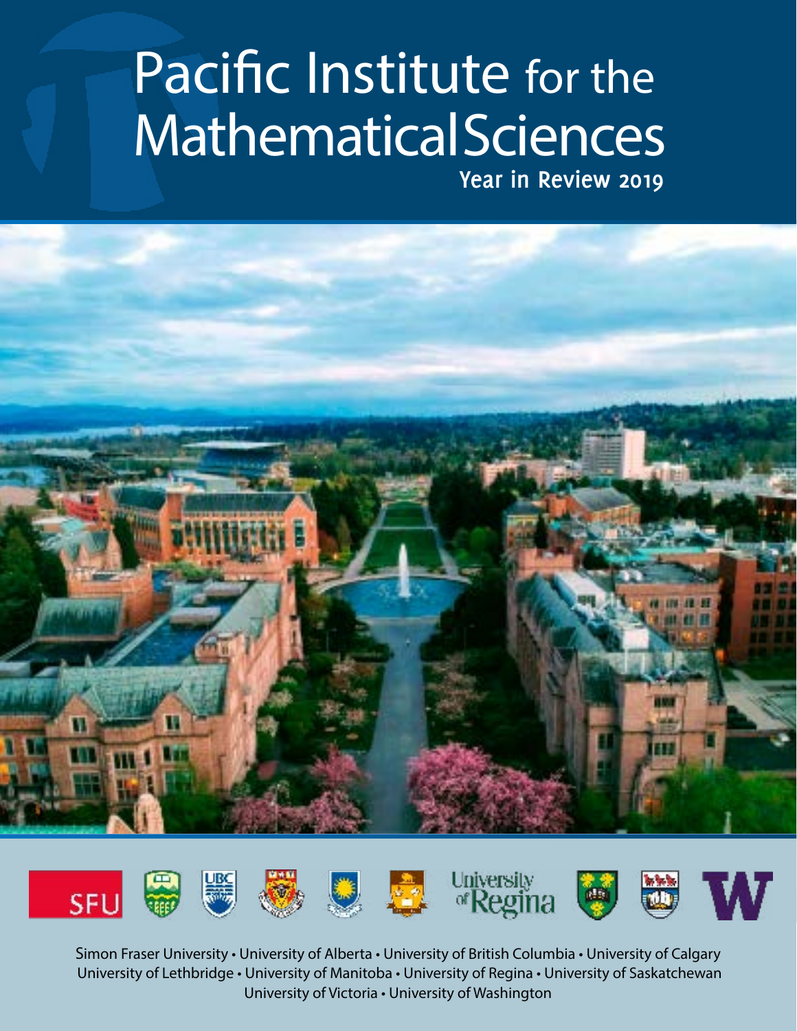# Pacific Institute for the Mathematical Sciences

## Year in Review 2019

Simon Fraser University • University of Alberta • University of British Columbia • University of Calgary
University of Lethbridge • University of Manitoba • University of Regina • University of Saskatchewan
University of Victoria • University of Washington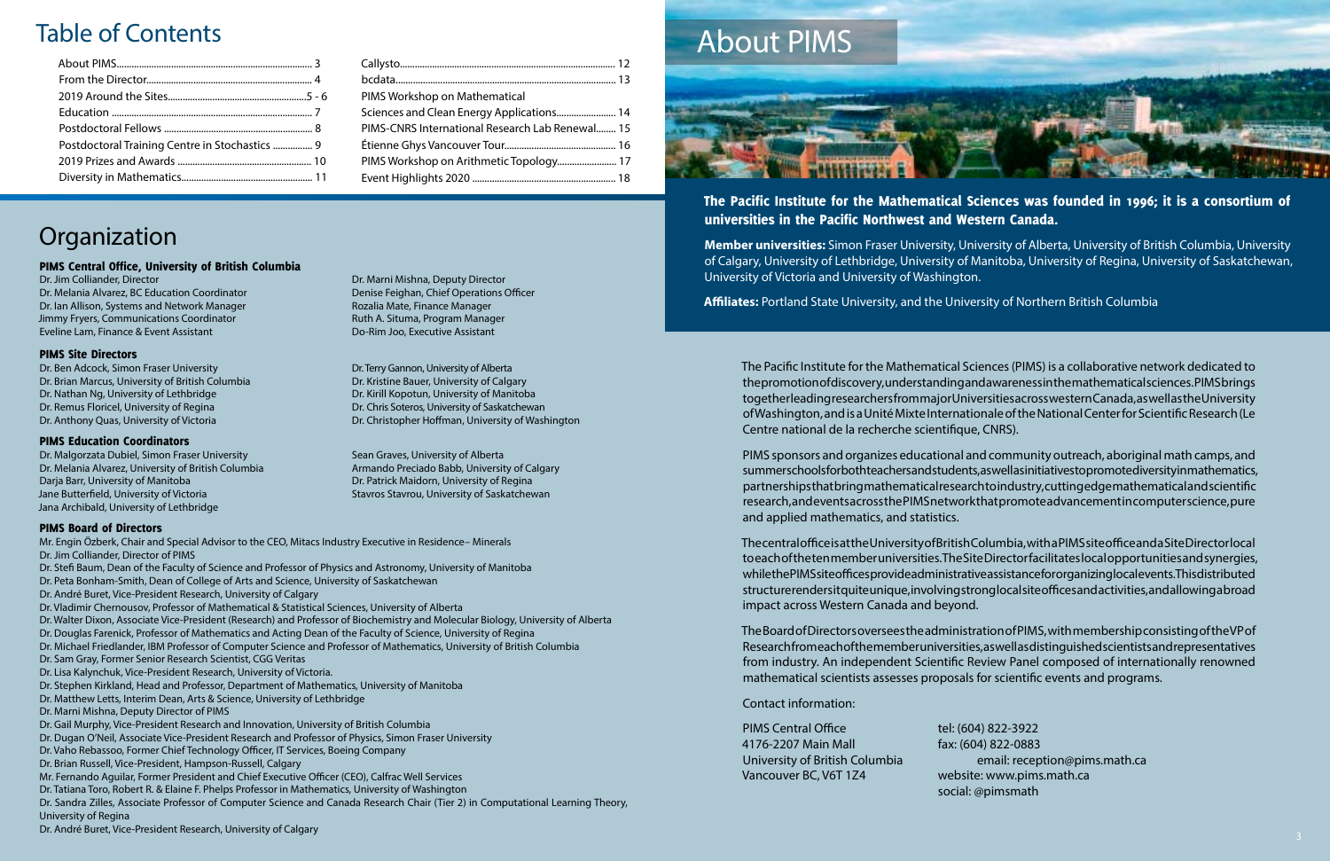# Table of Contents

| | |
|---|---|
| About PIMS | 3 |
| From the Director | 4 |
| 2019 Around the Sites | 5 - 6 |
| Education | 7 |
| Postdoctoral Fellows | 8 |
| Postdoctoral Training Centre in Stochastics | 9 |
| 2019 Prizes and Awards | 10 |
| Diversity in Mathematics | 11 |
| Callysto | 12 |
| bcdata | 13 |
| PIMS Workshop on Mathematical Sciences and Clean Energy Applications | 14 |
| PIMS-CNRS International Research Lab Renewal | 15 |
| Étienne Ghys Vancouver Tour | 16 |
| PIMS Workshop on Arithmetic Topology | 17 |
| Event Highlights 2020 | 18 |

# Organization

### PIMS Central Office, University of British Columbia

Dr. Jim Colliander, Director
Dr. Melania Alvarez, BC Education Coordinator
Dr. Ian Allison, Systems and Network Manager
Jimmy Fryers, Communications Coordinator
Eveline Lam, Finance & Event Assistant
Dr. Marni Mishna, Deputy Director
Denise Feighan, Chief Operations Officer
Rozalia Mate, Finance Manager
Ruth A. Situma, Program Manager
Do-Rim Joo, Executive Assistant

### PIMS Site Directors

Dr. Ben Adcock, Simon Fraser University
Dr. Brian Marcus, University of British Columbia
Dr. Nathan Ng, University of Lethbridge
Dr. Remus Floricel, University of Regina
Dr. Anthony Quas, University of Victoria
Dr. Terry Gannon, University of Alberta
Dr. Kristine Bauer, University of Calgary
Dr. Kirill Kopotun, University of Manitoba
Dr. Chris Soteros, University of Saskatchewan
Dr. Christopher Hoffman, University of Washington

### PIMS Education Coordinators

Dr. Malgorzata Dubiel, Simon Fraser University
Dr. Melania Alvarez, University of British Columbia
Darja Barr, University of Manitoba
Jane Butterfield, University of Victoria
Jana Archibald, University of Lethbridge
Sean Graves, University of Alberta
Armando Preciado Babb, University of Calgary
Dr. Patrick Maidorn, University of Regina
Stavros Stavrou, University of Saskatchewan

### PIMS Board of Directors

Mr. Engin Özberk, Chair and Special Advisor to the CEO, Mitacs Industry Executive in Residence– Minerals
Dr. Jim Colliander, Director of PIMS
Dr. Stefi Baum, Dean of the Faculty of Science and Professor of Physics and Astronomy, University of Manitoba
Dr. Peta Bonham-Smith, Dean of College of Arts and Science, University of Saskatchewan
Dr. André Buret, Vice-President Research, University of Calgary
Dr. Vladimir Chernousov, Professor of Mathematical & Statistical Sciences, University of Alberta
Dr. Walter Dixon, Associate Vice-President (Research) and Professor of Biochemistry and Molecular Biology, University of Alberta
Dr. Douglas Farenick, Professor of Mathematics and Acting Dean of the Faculty of Science, University of Regina
Dr. Michael Friedlander, IBM Professor of Computer Science and Professor of Mathematics, University of British Columbia
Dr. Sam Gray, Former Senior Research Scientist, CGG Veritas
Dr. Lisa Kalynchuk, Vice-President Research, University of Victoria.
Dr. Stephen Kirkland, Head and Professor, Department of Mathematics, University of Manitoba
Dr. Matthew Letts, Interim Dean, Arts & Science, University of Lethbridge
Dr. Marni Mishna, Deputy Director of PIMS
Dr. Gail Murphy, Vice-President Research and Innovation, University of British Columbia
Dr. Dugan O'Neil, Associate Vice-President Research and Professor of Physics, Simon Fraser University
Dr. Vaho Rebassoo, Former Chief Technology Officer, IT Services, Boeing Company
Dr. Brian Russell, Vice-President, Hampson-Russell, Calgary
Mr. Fernando Aguilar, Former President and Chief Executive Officer (CEO), Calfrac Well Services
Dr. Tatiana Toro, Robert R. & Elaine F. Phelps Professor in Mathematics, University of Washington
Dr. Sandra Zilles, Associate Professor of Computer Science and Canada Research Chair (Tier 2) in Computational Learning Theory, University of Regina
Dr. André Buret, Vice-President Research, University of Calgary

# About PIMS

**The Pacific Institute for the Mathematical Sciences was founded in 1996; it is a consortium of universities in the Pacific Northwest and Western Canada.**

**Member universities:** Simon Fraser University, University of Alberta, University of British Columbia, University of Calgary, University of Lethbridge, University of Manitoba, University of Regina, University of Saskatchewan, University of Victoria and University of Washington.

**Affiliates:** Portland State University, and the University of Northern British Columbia

The Pacific Institute for the Mathematical Sciences (PIMS) is a collaborative network dedicated to the promotion of discovery, understanding and awareness in the mathematical sciences. PIMS brings together leading researchers from major Universities across western Canada, as well as the University of Washington, and is a Unité Mixte Internationale of the National Center for Scientific Research (Le Centre national de la recherche scientifique, CNRS).

PIMS sponsors and organizes educational and community outreach, aboriginal math camps, and summer schools for both teachers and students, as well as initiatives to promote diversity in mathematics, partnerships that bring mathematical research to industry, cutting edge mathematical and scientific research, and events across the PIMS network that promote advancement in computer science, pure and applied mathematics, and statistics.

The central office is at the University of British Columbia, with a PIMS site office and a Site Director local to each of the ten member universities. The Site Director facilitates local opportunities and synergies, while the PIMS site offices provide administrative assistance for organizing local events. This distributed structure renders it quite unique, involving strong local site offices and activities, and allowing a broad impact across Western Canada and beyond.

The Board of Directors oversees the administration of PIMS, with membership consisting of the VP of Research from each of the member universities, as well as distinguished scientists and representatives from industry. An independent Scientific Review Panel composed of internationally renowned mathematical scientists assesses proposals for scientific events and programs.

Contact information:

PIMS Central Office
4176-2207 Main Mall
University of British Columbia
Vancouver BC, V6T 1Z4

tel: (604) 822-3922
fax: (604) 822-0883
email: reception@pims.math.ca
website: www.pims.math.ca
social: @pimsmath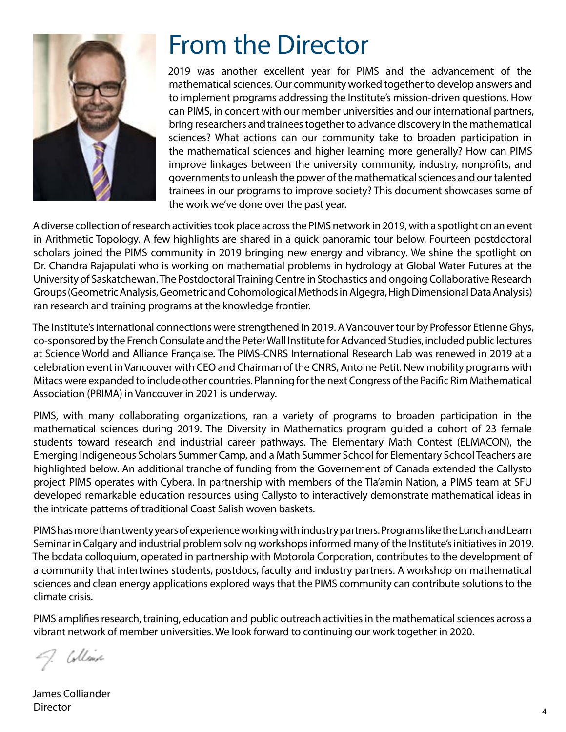# From the Director

2019 was another excellent year for PIMS and the advancement of the mathematical sciences. Our community worked together to develop answers and to implement programs addressing the Institute's mission-driven questions. How can PIMS, in concert with our member universities and our international partners, bring researchers and trainees together to advance discovery in the mathematical sciences? What actions can our community take to broaden participation in the mathematical sciences and higher learning more generally? How can PIMS improve linkages between the university community, industry, nonprofits, and governments to unleash the power of the mathematical sciences and our talented trainees in our programs to improve society? This document showcases some of the work we've done over the past year.

A diverse collection of research activities took place across the PIMS network in 2019, with a spotlight on an event in Arithmetic Topology. A few highlights are shared in a quick panoramic tour below. Fourteen postdoctoral scholars joined the PIMS community in 2019 bringing new energy and vibrancy. We shine the spotlight on Dr. Chandra Rajapulati who is working on mathematial problems in hydrology at Global Water Futures at the University of Saskatchewan. The Postdoctoral Training Centre in Stochastics and ongoing Collaborative Research Groups (Geometric Analysis, Geometric and Cohomological Methods in Algegra, High Dimensional Data Analysis) ran research and training programs at the knowledge frontier.

The Institute's international connections were strengthened in 2019. A Vancouver tour by Professor Etienne Ghys, co-sponsored by the French Consulate and the Peter Wall Institute for Advanced Studies, included public lectures at Science World and Alliance Française. The PIMS-CNRS International Research Lab was renewed in 2019 at a celebration event in Vancouver with CEO and Chairman of the CNRS, Antoine Petit. New mobility programs with Mitacs were expanded to include other countries. Planning for the next Congress of the Pacific Rim Mathematical Association (PRIMA) in Vancouver in 2021 is underway.

PIMS, with many collaborating organizations, ran a variety of programs to broaden participation in the mathematical sciences during 2019. The Diversity in Mathematics program guided a cohort of 23 female students toward research and industrial career pathways. The Elementary Math Contest (ELMACON), the Emerging Indigeneous Scholars Summer Camp, and a Math Summer School for Elementary School Teachers are highlighted below. An additional tranche of funding from the Governement of Canada extended the Callysto project PIMS operates with Cybera. In partnership with members of the Tla'amin Nation, a PIMS team at SFU developed remarkable education resources using Callysto to interactively demonstrate mathematical ideas in the intricate patterns of traditional Coast Salish woven baskets.

PIMS has more than twenty years of experience working with industry partners. Programs like the Lunch and Learn Seminar in Calgary and industrial problem solving workshops informed many of the Institute's initiatives in 2019. The bcdata colloquium, operated in partnership with Motorola Corporation, contributes to the development of a community that intertwines students, postdocs, faculty and industry partners. A workshop on mathematical sciences and clean energy applications explored ways that the PIMS community can contribute solutions to the climate crisis.

PIMS amplifies research, training, education and public outreach activities in the mathematical sciences across a vibrant network of member universities. We look forward to continuing our work together in 2020.

James Colliander
Director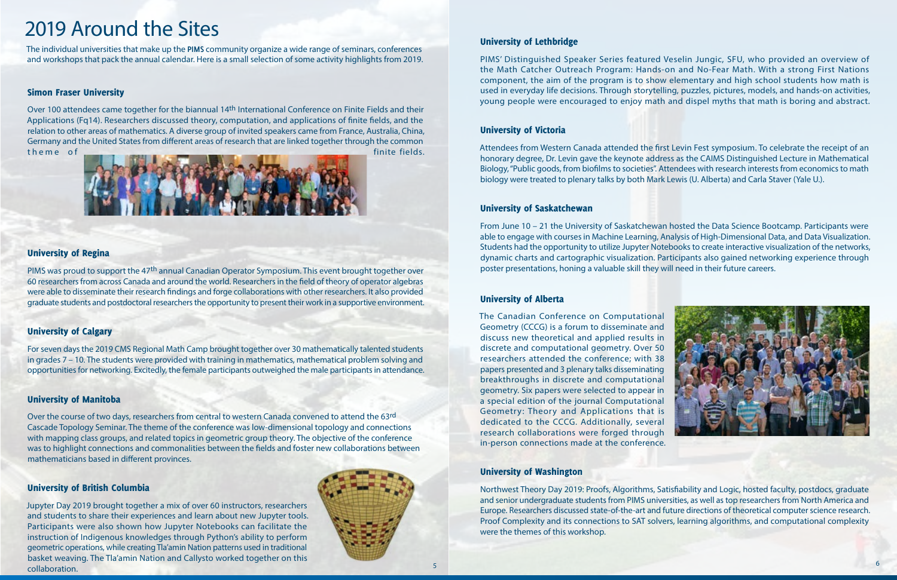# 2019 Around the Sites

The individual universities that make up the **PIMS** community organize a wide range of seminars, conferences and workshops that pack the annual calendar. Here is a small selection of some activity highlights from 2019.

## Simon Fraser University

Over 100 attendees came together for the biannual 14th International Conference on Finite Fields and their Applications (Fq14). Researchers discussed theory, computation, and applications of finite fields, and the relation to other areas of mathematics. A diverse group of invited speakers came from France, Australia, China, Germany and the United States from different areas of research that are linked together through the common theme of finite fields.

## University of Regina

PIMS was proud to support the 47th annual Canadian Operator Symposium. This event brought together over 60 researchers from across Canada and around the world. Researchers in the field of theory of operator algebras were able to disseminate their research findings and forge collaborations with other researchers. It also provided graduate students and postdoctoral researchers the opportunity to present their work in a supportive environment.

## University of Calgary

For seven days the 2019 CMS Regional Math Camp brought together over 30 mathematically talented students in grades 7 – 10. The students were provided with training in mathematics, mathematical problem solving and opportunities for networking. Excitedly, the female participants outweighed the male participants in attendance.

## University of Manitoba

Over the course of two days, researchers from central to western Canada convened to attend the 63rd Cascade Topology Seminar. The theme of the conference was low-dimensional topology and connections with mapping class groups, and related topics in geometric group theory. The objective of the conference was to highlight connections and commonalities between the fields and foster new collaborations between mathematicians based in different provinces.

## University of British Columbia

Jupyter Day 2019 brought together a mix of over 60 instructors, researchers and students to share their experiences and learn about new Jupyter tools. Participants were also shown how Jupyter Notebooks can facilitate the instruction of Indigenous knowledges through Python's ability to perform geometric operations, while creating Tla'amin Nation patterns used in traditional basket weaving. The Tla'amin Nation and Callysto worked together on this collaboration.

## University of Lethbridge

PIMS' Distinguished Speaker Series featured Veselin Jungic, SFU, who provided an overview of the Math Catcher Outreach Program: Hands-on and No-Fear Math. With a strong First Nations component, the aim of the program is to show elementary and high school students how math is used in everyday life decisions. Through storytelling, puzzles, pictures, models, and hands-on activities, young people were encouraged to enjoy math and dispel myths that math is boring and abstract.

## University of Victoria

Attendees from Western Canada attended the first Levin Fest symposium. To celebrate the receipt of an honorary degree, Dr. Levin gave the keynote address as the CAIMS Distinguished Lecture in Mathematical Biology, "Public goods, from biofilms to societies". Attendees with research interests from economics to math biology were treated to plenary talks by both Mark Lewis (U. Alberta) and Carla Staver (Yale U.).

## University of Saskatchewan

From June 10 – 21 the University of Saskatchewan hosted the Data Science Bootcamp. Participants were able to engage with courses in Machine Learning, Analysis of High-Dimensional Data, and Data Visualization. Students had the opportunity to utilize Jupyter Notebooks to create interactive visualization of the networks, dynamic charts and cartographic visualization. Participants also gained networking experience through poster presentations, honing a valuable skill they will need in their future careers.

## University of Alberta

The Canadian Conference on Computational Geometry (CCCG) is a forum to disseminate and discuss new theoretical and applied results in discrete and computational geometry. Over 50 researchers attended the conference; with 38 papers presented and 3 plenary talks disseminating breakthroughs in discrete and computational geometry. Six papers were selected to appear in a special edition of the journal Computational Geometry: Theory and Applications that is dedicated to the CCCG. Additionally, several research collaborations were forged through in-person connections made at the conference.

## University of Washington

Northwest Theory Day 2019: Proofs, Algorithms, Satisfiability and Logic, hosted faculty, postdocs, graduate and senior undergraduate students from PIMS universities, as well as top researchers from North America and Europe. Researchers discussed state-of-the-art and future directions of theoretical computer science research. Proof Complexity and its connections to SAT solvers, learning algorithms, and computational complexity were the themes of this workshop.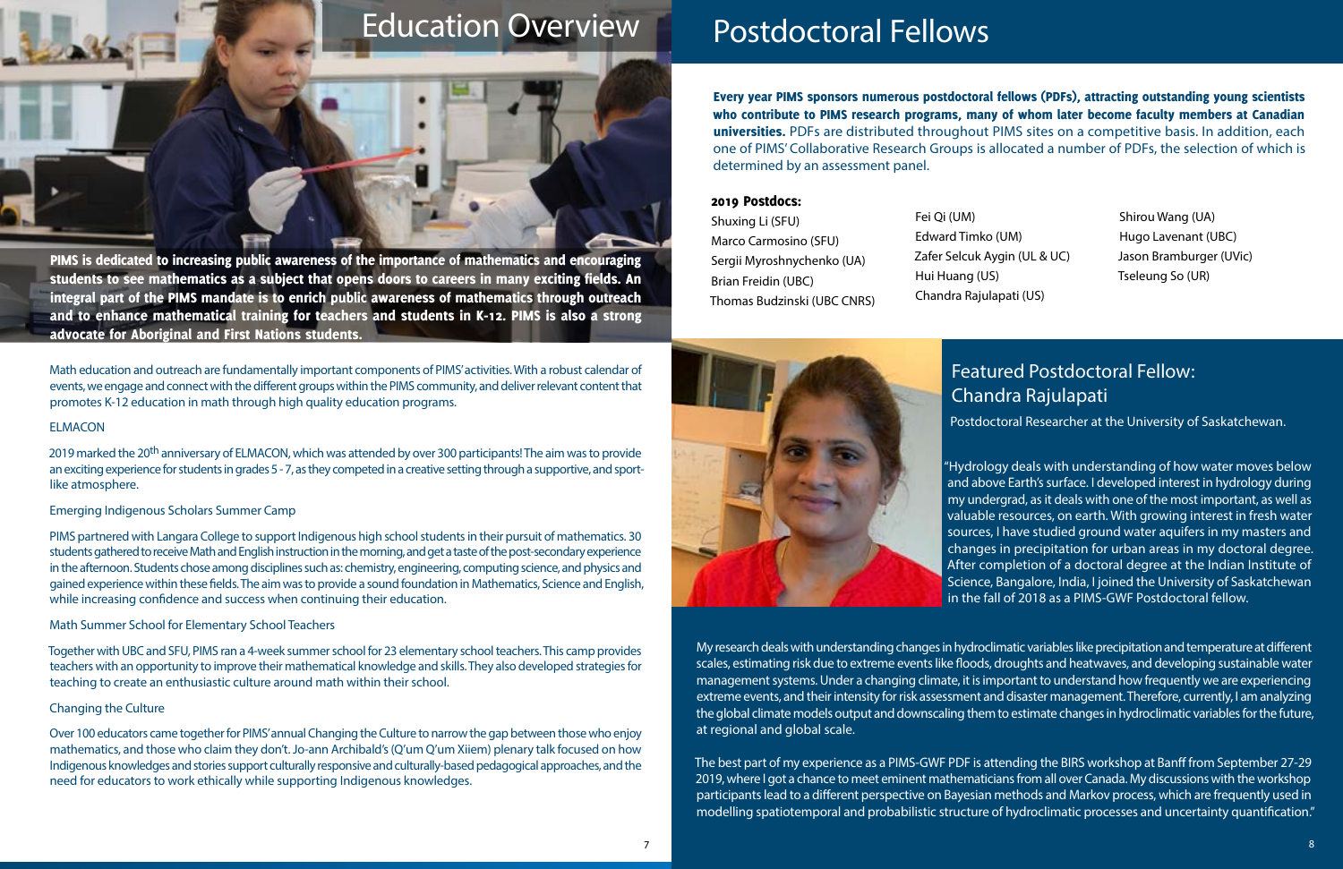# Education Overview

**PIMS is dedicated to increasing public awareness of the importance of mathematics and encouraging students to see mathematics as a subject that opens doors to careers in many exciting fields. An integral part of the PIMS mandate is to enrich public awareness of mathematics through outreach and to enhance mathematical training for teachers and students in K-12. PIMS is also a strong advocate for Aboriginal and First Nations students.**

Math education and outreach are fundamentally important components of PIMS' activities. With a robust calendar of events, we engage and connect with the different groups within the PIMS community, and deliver relevant content that promotes K-12 education in math through high quality education programs.

### ELMACON

2019 marked the 20th anniversary of ELMACON, which was attended by over 300 participants! The aim was to provide an exciting experience for students in grades 5 - 7, as they competed in a creative setting through a supportive, and sport-like atmosphere.

### Emerging Indigenous Scholars Summer Camp

PIMS partnered with Langara College to support Indigenous high school students in their pursuit of mathematics. 30 students gathered to receive Math and English instruction in the morning, and get a taste of the post-secondary experience in the afternoon. Students chose among disciplines such as: chemistry, engineering, computing science, and physics and gained experience within these fields. The aim was to provide a sound foundation in Mathematics, Science and English, while increasing confidence and success when continuing their education.

### Math Summer School for Elementary School Teachers

Together with UBC and SFU, PIMS ran a 4-week summer school for 23 elementary school teachers. This camp provides teachers with an opportunity to improve their mathematical knowledge and skills. They also developed strategies for teaching to create an enthusiastic culture around math within their school.

### Changing the Culture

Over 100 educators came together for PIMS' annual Changing the Culture to narrow the gap between those who enjoy mathematics, and those who claim they don't. Jo-ann Archibald's (Q'um Q'um Xiiem) plenary talk focused on how Indigenous knowledges and stories support culturally responsive and culturally-based pedagogical approaches, and the need for educators to work ethically while supporting Indigenous knowledges.

# Postdoctoral Fellows

**Every year PIMS sponsors numerous postdoctoral fellows (PDFs), attracting outstanding young scientists who contribute to PIMS research programs, many of whom later become faculty members at Canadian universities.** PDFs are distributed throughout PIMS sites on a competitive basis. In addition, each one of PIMS' Collaborative Research Groups is allocated a number of PDFs, the selection of which is determined by an assessment panel.

**2019 Postdocs:**

- Shuxing Li (SFU)
- Marco Carmosino (SFU)
- Sergii Myroshnychenko (UA)
- Brian Freidin (UBC)
- Thomas Budzinski (UBC CNRS)
- Fei Qi (UM)
- Edward Timko (UM)
- Zafer Selcuk Aygin (UL & UC)
- Hui Huang (US)
- Chandra Rajulapati (US)
- Shirou Wang (UA)
- Hugo Lavenant (UBC)
- Jason Bramburger (UVic)
- Tseleung So (UR)

## Featured Postdoctoral Fellow: Chandra Rajulapati

Postdoctoral Researcher at the University of Saskatchewan.

"Hydrology deals with understanding of how water moves below and above Earth's surface. I developed interest in hydrology during my undergrad, as it deals with one of the most important, as well as valuable resources, on earth. With growing interest in fresh water sources, I have studied ground water aquifers in my masters and changes in precipitation for urban areas in my doctoral degree. After completion of a doctoral degree at the Indian Institute of Science, Bangalore, India, I joined the University of Saskatchewan in the fall of 2018 as a PIMS-GWF Postdoctoral fellow.

My research deals with understanding changes in hydroclimatic variables like precipitation and temperature at different scales, estimating risk due to extreme events like floods, droughts and heatwaves, and developing sustainable water management systems. Under a changing climate, it is important to understand how frequently we are experiencing extreme events, and their intensity for risk assessment and disaster management. Therefore, currently, I am analyzing the global climate models output and downscaling them to estimate changes in hydroclimatic variables for the future, at regional and global scale.

The best part of my experience as a PIMS-GWF PDF is attending the BIRS workshop at Banff from September 27-29 2019, where I got a chance to meet eminent mathematicians from all over Canada. My discussions with the workshop participants lead to a different perspective on Bayesian methods and Markov process, which are frequently used in modelling spatiotemporal and probabilistic structure of hydroclimatic processes and uncertainty quantification."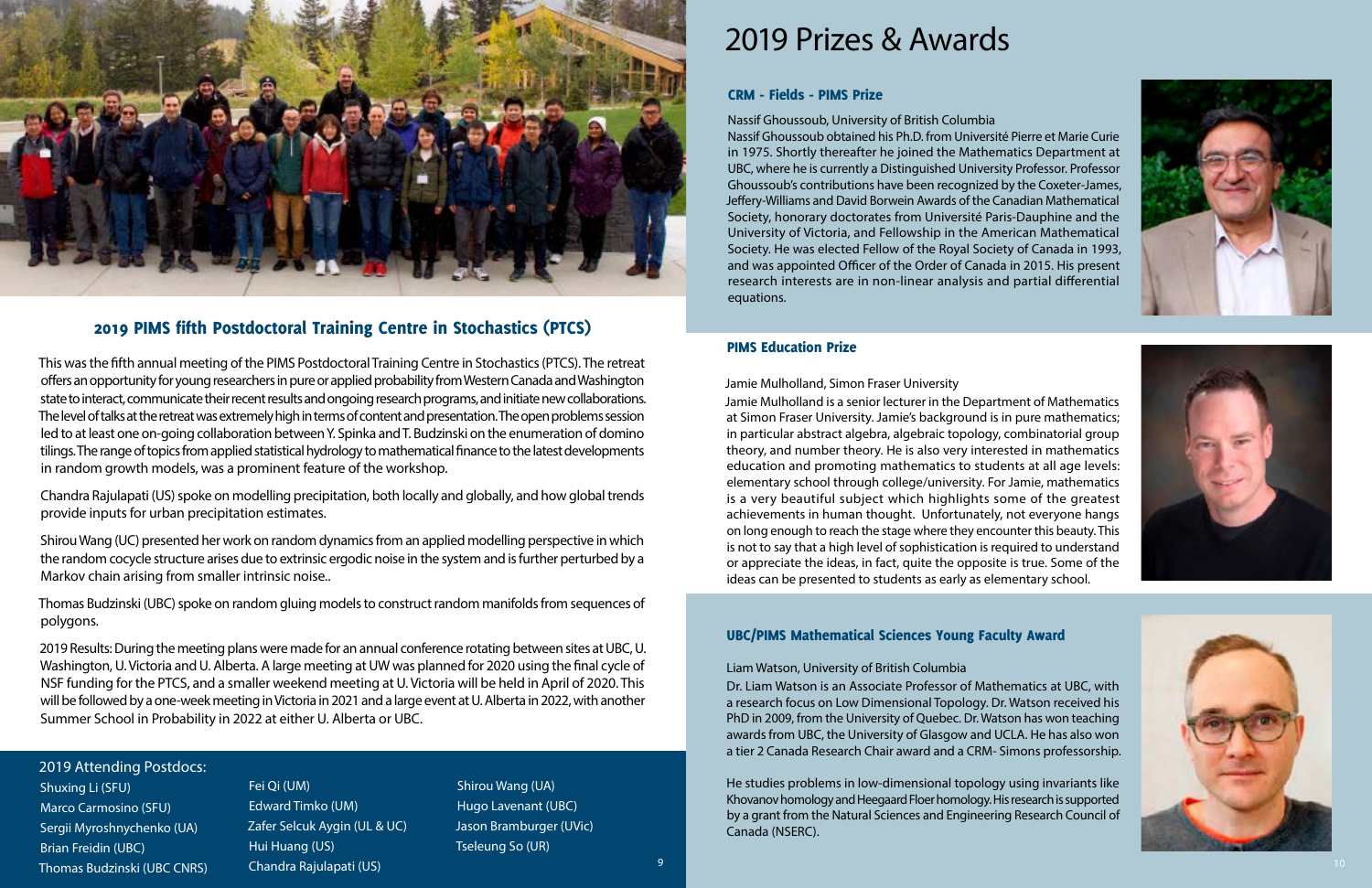## 2019 PIMS fifth Postdoctoral Training Centre in Stochastics (PTCS)

This was the fifth annual meeting of the PIMS Postdoctoral Training Centre in Stochastics (PTCS). The retreat offers an opportunity for young researchers in pure or applied probability from Western Canada and Washington state to interact, communicate their recent results and ongoing research programs, and initiate new collaborations. The level of talks at the retreat was extremely high in terms of content and presentation. The open problems session led to at least one on-going collaboration between Y. Spinka and T. Budzinski on the enumeration of domino tilings. The range of topics from applied statistical hydrology to mathematical finance to the latest developments in random growth models, was a prominent feature of the workshop.

Chandra Rajulapati (US) spoke on modelling precipitation, both locally and globally, and how global trends provide inputs for urban precipitation estimates.

Shirou Wang (UC) presented her work on random dynamics from an applied modelling perspective in which the random cocycle structure arises due to extrinsic ergodic noise in the system and is further perturbed by a Markov chain arising from smaller intrinsic noise..

Thomas Budzinski (UBC) spoke on random gluing models to construct random manifolds from sequences of polygons.

2019 Results: During the meeting plans were made for an annual conference rotating between sites at UBC, U. Washington, U. Victoria and U. Alberta. A large meeting at UW was planned for 2020 using the final cycle of NSF funding for the PTCS, and a smaller weekend meeting at U. Victoria will be held in April of 2020. This will be followed by a one-week meeting in Victoria in 2021 and a large event at U. Alberta in 2022, with another Summer School in Probability in 2022 at either U. Alberta or UBC.

### 2019 Attending Postdocs:

- Shuxing Li (SFU)
- Marco Carmosino (SFU)
- Sergii Myroshnychenko (UA)
- Brian Freidin (UBC)
- Thomas Budzinski (UBC CNRS)
- Fei Qi (UM)
- Edward Timko (UM)
- Zafer Selcuk Aygin (UL & UC)
- Hui Huang (US)
- Chandra Rajulapati (US)
- Shirou Wang (UA)
- Hugo Lavenant (UBC)
- Jason Bramburger (UVic)
- Tseleung So (UR)

# 2019 Prizes & Awards

## CRM - Fields - PIMS Prize

Nassif Ghoussoub, University of British Columbia

Nassif Ghoussoub obtained his Ph.D. from Université Pierre et Marie Curie in 1975. Shortly thereafter he joined the Mathematics Department at UBC, where he is currently a Distinguished University Professor. Professor Ghoussoub's contributions have been recognized by the Coxeter-James, Jeffery-Williams and David Borwein Awards of the Canadian Mathematical Society, honorary doctorates from Université Paris-Dauphine and the University of Victoria, and Fellowship in the American Mathematical Society. He was elected Fellow of the Royal Society of Canada in 1993, and was appointed Officer of the Order of Canada in 2015. His present research interests are in non-linear analysis and partial differential equations.

## PIMS Education Prize

Jamie Mulholland, Simon Fraser University

Jamie Mulholland is a senior lecturer in the Department of Mathematics at Simon Fraser University. Jamie's background is in pure mathematics; in particular abstract algebra, algebraic topology, combinatorial group theory, and number theory. He is also very interested in mathematics education and promoting mathematics to students at all age levels: elementary school through college/university. For Jamie, mathematics is a very beautiful subject which highlights some of the greatest achievements in human thought. Unfortunately, not everyone hangs on long enough to reach the stage where they encounter this beauty. This is not to say that a high level of sophistication is required to understand or appreciate the ideas, in fact, quite the opposite is true. Some of the ideas can be presented to students as early as elementary school.

## UBC/PIMS Mathematical Sciences Young Faculty Award

Liam Watson, University of British Columbia

Dr. Liam Watson is an Associate Professor of Mathematics at UBC, with a research focus on Low Dimensional Topology. Dr. Watson received his PhD in 2009, from the University of Quebec. Dr. Watson has won teaching awards from UBC, the University of Glasgow and UCLA. He has also won a tier 2 Canada Research Chair award and a CRM- Simons professorship.

He studies problems in low-dimensional topology using invariants like Khovanov homology and Heegaard Floer homology. His research is supported by a grant from the Natural Sciences and Engineering Research Council of Canada (NSERC).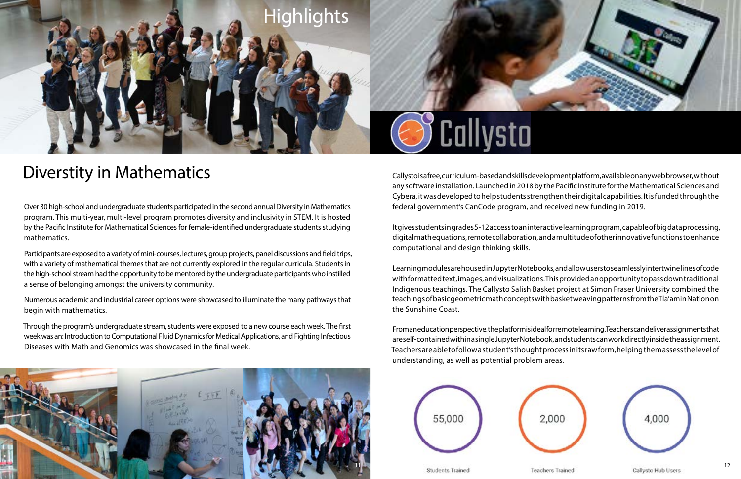# Highlights

## Diverstity in Mathematics

Over 30 high-school and undergraduate students participated in the second annual Diversity in Mathematics program. This multi-year, multi-level program promotes diversity and inclusivity in STEM. It is hosted by the Pacific Institute for Mathematical Sciences for female-identified undergraduate students studying mathematics.

Participants are exposed to a variety of mini-courses, lectures, group projects, panel discussions and field trips, with a variety of mathematical themes that are not currently explored in the regular curricula. Students in the high-school stream had the opportunity to be mentored by the undergraduate participants who instilled a sense of belonging amongst the university community.

Numerous academic and industrial career options were showcased to illuminate the many pathways that begin with mathematics.

Through the program's undergraduate stream, students were exposed to a new course each week. The first week was an: Introduction to Computational Fluid Dynamics for Medical Applications, and Fighting Infectious Diseases with Math and Genomics was showcased in the final week.

## Callysto

Callysto is a free, curriculum-based and skills development platform, available on any web browser, without any software installation. Launched in 2018 by the Pacific Institute for the Mathematical Sciences and Cybera, it was developed to help students strengthen their digital capabilities. It is funded through the federal government's CanCode program, and received new funding in 2019.

It gives students in grades 5-12 access to an interactive learning program, capable of big data processing, digital math equations, remote collaboration, and a multitude of other innovative functions to enhance computational and design thinking skills.

Learning modules are housed in Jupyter Notebooks, and allow users to seamlessly intertwine lines of code with formatted text, images, and visualizations. This provided an opportunity to pass down traditional Indigenous teachings. The Callysto Salish Basket project at Simon Fraser University combined the teachings of basic geometric math concepts with basket weaving patterns from the Tla'amin Nation on the Sunshine Coast.

From an education perspective, the platform is ideal for remote learning. Teachers can deliver assignments that are self-contained within a single Jupyter Notebook, and students can work directly inside the assignment. Teachers are able to follow a student's thought process in its raw form, helping them assess the level of understanding, as well as potential problem areas.

55,000 — Students Trained

2,000 — Teachers Trained

4,000 — Callysto Hub Users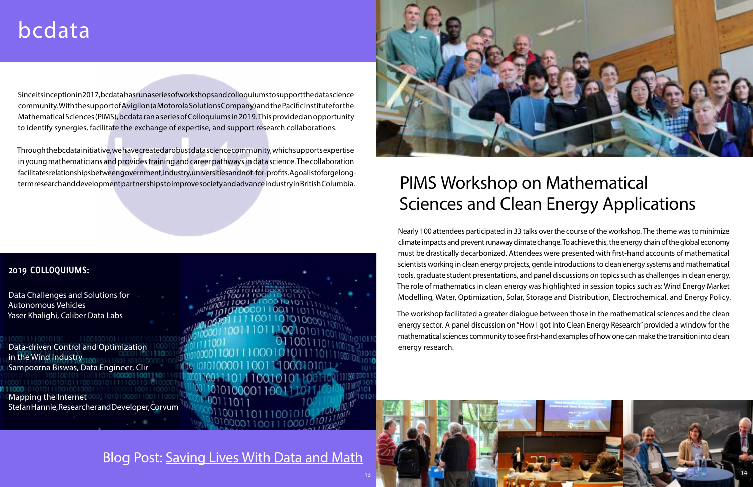# bcdata

Since its inception in 2017, bcdata has run a series of workshops and colloquiums to support the data science community. With the support of Avigilon (a Motorola Solutions Company) and the Pacific Institute for the Mathematical Sciences (PIMS), bcdata ran a series of Colloquiums in 2019. This provided an opportunity to identify synergies, facilitate the exchange of expertise, and support research collaborations.

Through the bcdata initiative, we have created a robust data science community, which supports expertise in young mathematicians and provides training and career pathways in data science. The collaboration facilitates relationships between government, industry, universities and not-for-profits. A goal is to forge long-term research and development partnerships to improve society and advance industry in British Columbia.

**2019 COLLOQUIUMS:**

Data Challenges and Solutions for Autonomous Vehicles
Yaser Khalighi, Caliber Data Labs

Data-driven Control and Optimization in the Wind Industry
Sampoorna Biswas, Data Engineer, Clir

Mapping the Internet
Stefan Hannie, Researcher and Developer, Corvum

Blog Post: Saving Lives With Data and Math

## PIMS Workshop on Mathematical Sciences and Clean Energy Applications

Nearly 100 attendees participated in 33 talks over the course of the workshop. The theme was to minimize climate impacts and prevent runaway climate change. To achieve this, the energy chain of the global economy must be drastically decarbonized. Attendees were presented with first-hand accounts of mathematical scientists working in clean energy projects, gentle introductions to clean energy systems and mathematical tools, graduate student presentations, and panel discussions on topics such as challenges in clean energy. The role of mathematics in clean energy was highlighted in session topics such as: Wind Energy Market Modelling, Water, Optimization, Solar, Storage and Distribution, Electrochemical, and Energy Policy.

The workshop facilitated a greater dialogue between those in the mathematical sciences and the clean energy sector. A panel discussion on "How I got into Clean Energy Research" provided a window for the mathematical sciences community to see first-hand examples of how one can make the transition into clean energy research.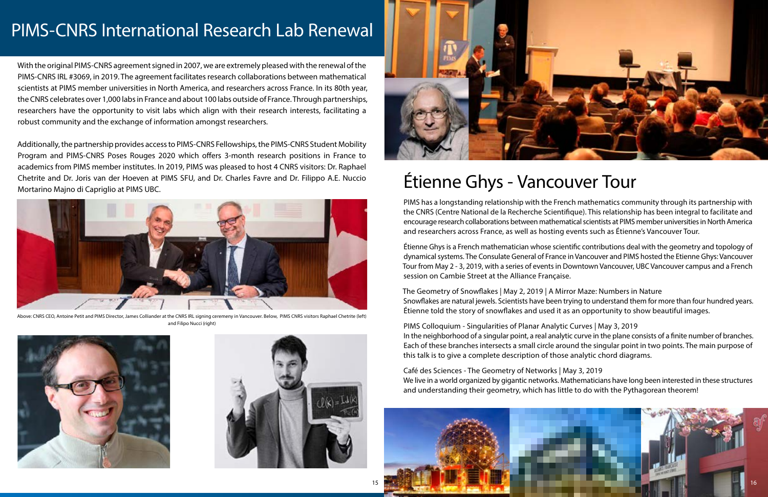# PIMS-CNRS International Research Lab Renewal

With the original PIMS-CNRS agreement signed in 2007, we are extremely pleased with the renewal of the PIMS-CNRS IRL #3069, in 2019. The agreement facilitates research collaborations between mathematical scientists at PIMS member universities in North America, and researchers across France. In its 80th year, the CNRS celebrates over 1,000 labs in France and about 100 labs outside of France. Through partnerships, researchers have the opportunity to visit labs which align with their research interests, facilitating a robust community and the exchange of information amongst researchers.

Additionally, the partnership provides access to PIMS-CNRS Fellowships, the PIMS-CNRS Student Mobility Program and PIMS-CNRS Poses Rouges 2020 which offers 3-month research positions in France to academics from PIMS member institutes. In 2019, PIMS was pleased to host 4 CNRS visitors: Dr. Raphael Chetrite and Dr. Joris van der Hoeven at PIMS SFU, and Dr. Charles Favre and Dr. Filippo A.E. Nuccio Mortarino Majno di Capriglio at PIMS UBC.

Above: CNRS CEO, Antoine Petit and PIMS Director, James Colliander at the CNRS IRL signing cerememy in Vancouver. Below, PIMS CNRS visitors Raphael Chetrite (left) and Filipo Nucci (right)

# Étienne Ghys - Vancouver Tour

PIMS has a longstanding relationship with the French mathematics community through its partnership with the CNRS (Centre National de la Recherche Scientifique). This relationship has been integral to facilitate and encourage research collaborations between mathematical scientists at PIMS member universities in North America and researchers across France, as well as hosting events such as Étienne's Vancouver Tour.

Étienne Ghys is a French mathematician whose scientific contributions deal with the geometry and topology of dynamical systems. The Consulate General of France in Vancouver and PIMS hosted the Etienne Ghys: Vancouver Tour from May 2 - 3, 2019, with a series of events in Downtown Vancouver, UBC Vancouver campus and a French session on Cambie Street at the Alliance Française.

The Geometry of Snowflakes | May 2, 2019 | A Mirror Maze: Numbers in Nature
Snowflakes are natural jewels. Scientists have been trying to understand them for more than four hundred years. Étienne told the story of snowflakes and used it as an opportunity to show beautiful images.

PIMS Colloquium - Singularities of Planar Analytic Curves | May 3, 2019
In the neighborhood of a singular point, a real analytic curve in the plane consists of a finite number of branches. Each of these branches intersects a small circle around the singular point in two points. The main purpose of this talk is to give a complete description of those analytic chord diagrams.

Café des Sciences - The Geometry of Networks | May 3, 2019
We live in a world organized by gigantic networks. Mathematicians have long been interested in these structures and understanding their geometry, which has little to do with the Pythagorean theorem!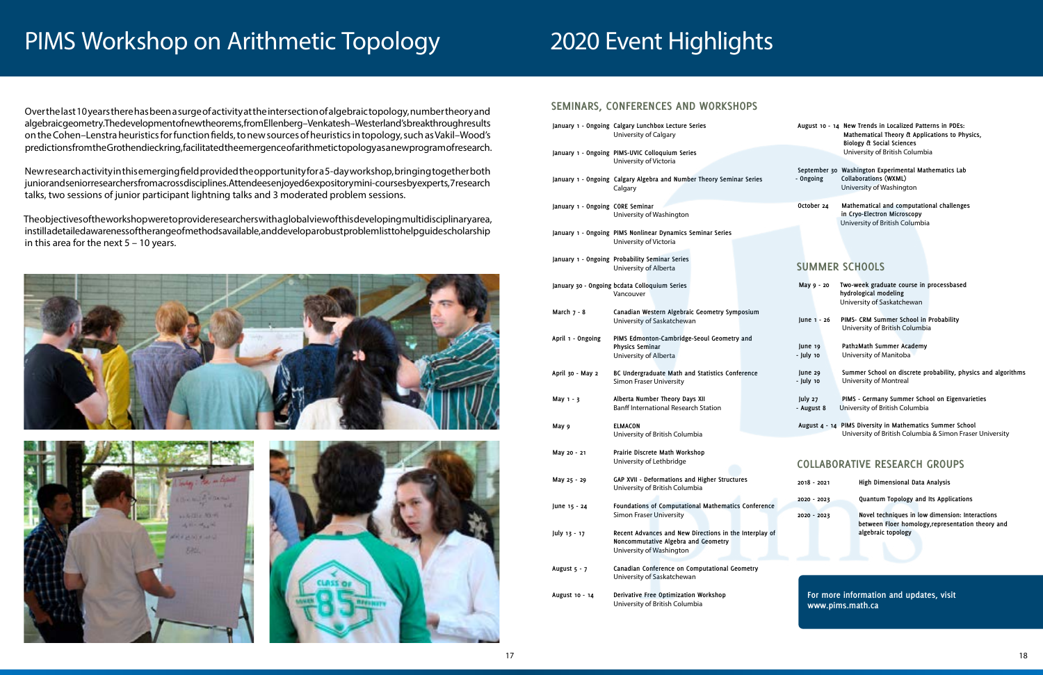# PIMS Workshop on Arithmetic Topology

Over the last 10 years there has been a surge of activity at the intersection of algebraic topology, number theory and algebraic geometry. The development of new theorems, from Ellenberg–Venkatesh–Westerland's breakthrough results on the Cohen–Lenstra heuristics for function fields, to new sources of heuristics in topology, such as Vakil–Wood's predictions from the Grothendieck ring, facilitated the emergence of arithmetic topology as a new program of research.

New research activity in this emerging field provided the opportunity for a 5-day workshop, bringing together both junior and senior researchers from across disciplines. Attendees enjoyed 6 expository mini-courses by experts, 7 research talks, two sessions of junior participant lightning talks and 3 moderated problem sessions.

The objectives of the workshop were to provide researchers with a global view of this developing multidisciplinary area, instill a detailed awareness of the range of methods available, and develop a robust problem list to help guide scholarship in this area for the next 5 – 10 years.

# 2020 Event Highlights

## SEMINARS, CONFERENCES AND WORKSHOPS

| Date | Event |
|---|---|
| January 1 - Ongoing | **Calgary Lunchbox Lecture Series**<br>University of Calgary |
| January 1 - Ongoing | **PIMS-UVIC Colloquium Series**<br>University of Victoria |
| January 1 - Ongoing | **Calgary Algebra and Number Theory Seminar Series**<br>Calgary |
| January 1 - Ongoing | **CORE Seminar**<br>University of Washington |
| January 1 - Ongoing | **PIMS Nonlinear Dynamics Seminar Series**<br>University of Victoria |
| January 1 - Ongoing | **Probability Seminar Series**<br>University of Alberta |
| January 30 - Ongoing | **bcdata Colloquium Series**<br>Vancouver |
| March 7 - 8 | **Canadian Western Algebraic Geometry Symposium**<br>University of Saskatchewan |
| April 1 - Ongoing | **PIMS Edmonton-Cambridge-Seoul Geometry and Physics Seminar**<br>University of Alberta |
| April 30 - May 2 | **BC Undergraduate Math and Statistics Conference**<br>Simon Fraser University |
| May 1 - 3 | **Alberta Number Theory Days XII**<br>Banff International Research Station |
| May 9 | **ELMACON**<br>University of British Columbia |
| May 20 - 21 | **Prairie Discrete Math Workshop**<br>University of Lethbridge |
| May 25 - 29 | **GAP XVII - Deformations and Higher Structures**<br>University of British Columbia |
| June 15 - 24 | **Foundations of Computational Mathematics Conference**<br>Simon Fraser University |
| July 13 - 17 | **Recent Advances and New Directions in the Interplay of Noncommutative Algebra and Geometry**<br>University of Washington |
| August 5 - 7 | **Canadian Conference on Computational Geometry**<br>University of Saskatchewan |
| August 10 - 14 | **Derivative Free Optimization Workshop**<br>University of British Columbia |
| August 10 - 14 | **New Trends in Localized Patterns in PDEs: Mathematical Theory & Applications to Physics, Biology & Social Sciences**<br>University of British Columbia |
| September 30 - Ongoing | **Washington Experimental Mathematics Lab Collaborations (WXML)**<br>University of Washington |
| October 24 | **Mathematical and computational challenges in Cryo-Electron Microscopy**<br>University of British Columbia |

## SUMMER SCHOOLS

| Date | Event |
|---|---|
| May 9 - 20 | **Two-week graduate course in processbased hydrological modeling**<br>University of Saskatchewan |
| June 1 - 26 | **PIMS- CRM Summer School in Probability**<br>University of British Columbia |
| June 19 - July 10 | **Path2Math Summer Academy**<br>University of Manitoba |
| June 29 - July 10 | **Summer School on discrete probability, physics and algorithms**<br>University of Montreal |
| July 27 - August 8 | **PIMS - Germany Summer School on Eigenvarieties**<br>University of British Columbia |
| August 4 - 14 | **PIMS Diversity in Mathematics Summer School**<br>University of British Columbia & Simon Fraser University |

## COLLABORATIVE RESEARCH GROUPS

| Years | Group |
|---|---|
| 2018 - 2021 | **High Dimensional Data Analysis** |
| 2020 - 2023 | **Quantum Topology and Its Applications** |
| 2020 - 2023 | **Novel techniques in low dimension: Interactions between Floer homology, representation theory and algebraic topology** |

**For more information and updates, visit www.pims.math.ca**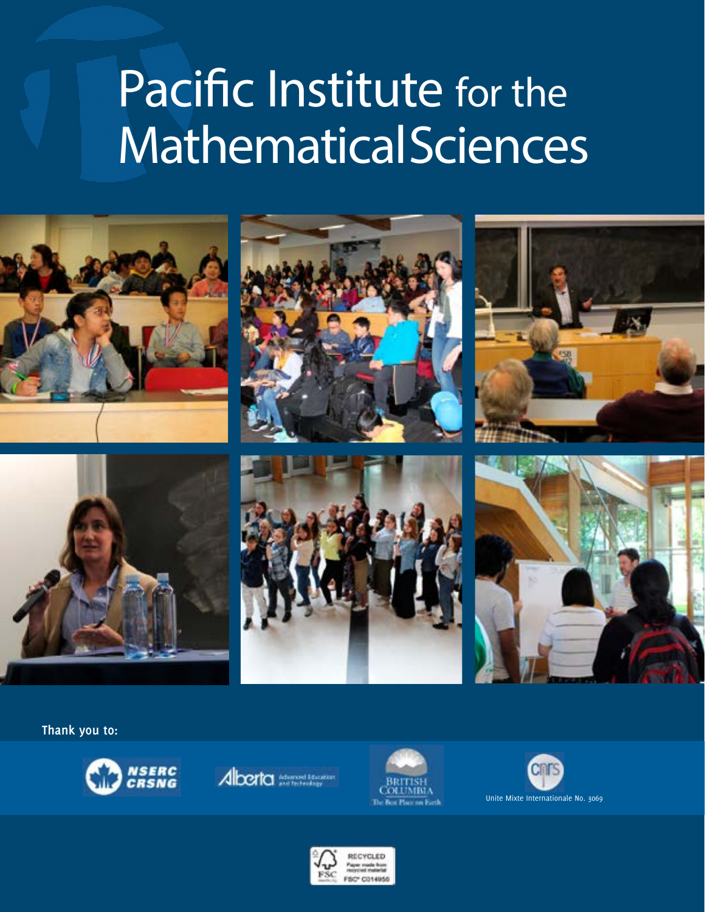# Pacific Institute for the Mathematical Sciences

**Thank you to:**

NSERC CRSNG

Alberta Advanced Education and Technology

British Columbia The Best Place on Earth

CNRS Unite Mixte Internationale No. 3069

RECYCLED Paper made from recycled material FSC® C014956